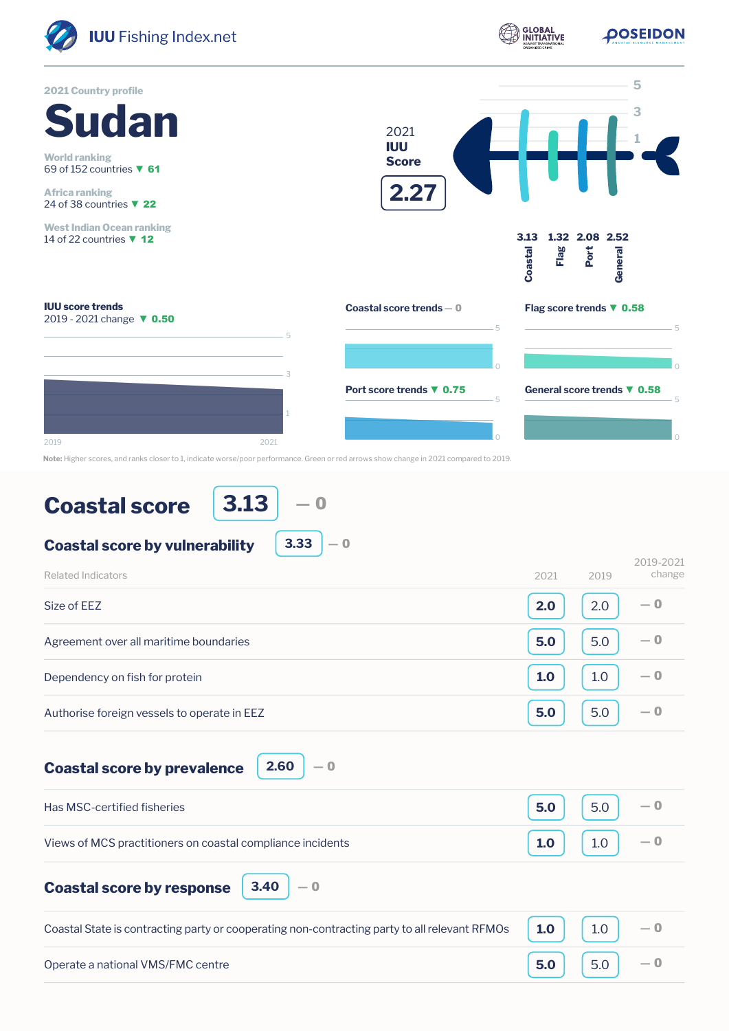IUU Fishing Index.net

2021 Country profile

# Sudan

World ranking
69 of 152 countries ▼ 61

Africa ranking
24 of 38 countries ▼ 22

West Indian Ocean ranking
14 of 22 countries ▼ 12

2021 IUU Score

**2.27**

| Coastal | Flag | Port | General |
|---|---|---|---|
| 3.13 | 1.32 | 2.08 | 2.52 |

**IUU score trends**
2019 - 2021 change ▼ 0.50

**Coastal score trends** — 0

**Flag score trends** ▼ 0.58

**Port score trends** ▼ 0.75

**General score trends** ▼ 0.58

**Note:** Higher scores, and ranks closer to 1, indicate worse/poor performance. Green or red arrows show change in 2021 compared to 2019.

## Coastal score 3.13 — 0

### Coastal score by vulnerability 3.33 — 0

| Related Indicators | 2021 | 2019 | 2019-2021 change |
|---|---|---|---|
| Size of EEZ | 2.0 | 2.0 | — 0 |
| Agreement over all maritime boundaries | 5.0 | 5.0 | — 0 |
| Dependency on fish for protein | 1.0 | 1.0 | — 0 |
| Authorise foreign vessels to operate in EEZ | 5.0 | 5.0 | — 0 |

### Coastal score by prevalence 2.60 — 0

| Related Indicators | 2021 | 2019 | 2019-2021 change |
|---|---|---|---|
| Has MSC-certified fisheries | 5.0 | 5.0 | — 0 |
| Views of MCS practitioners on coastal compliance incidents | 1.0 | 1.0 | — 0 |

### Coastal score by response 3.40 — 0

| Related Indicators | 2021 | 2019 | 2019-2021 change |
|---|---|---|---|
| Coastal State is contracting party or cooperating non-contracting party to all relevant RFMOs | 1.0 | 1.0 | — 0 |
| Operate a national VMS/FMC centre | 5.0 | 5.0 | — 0 |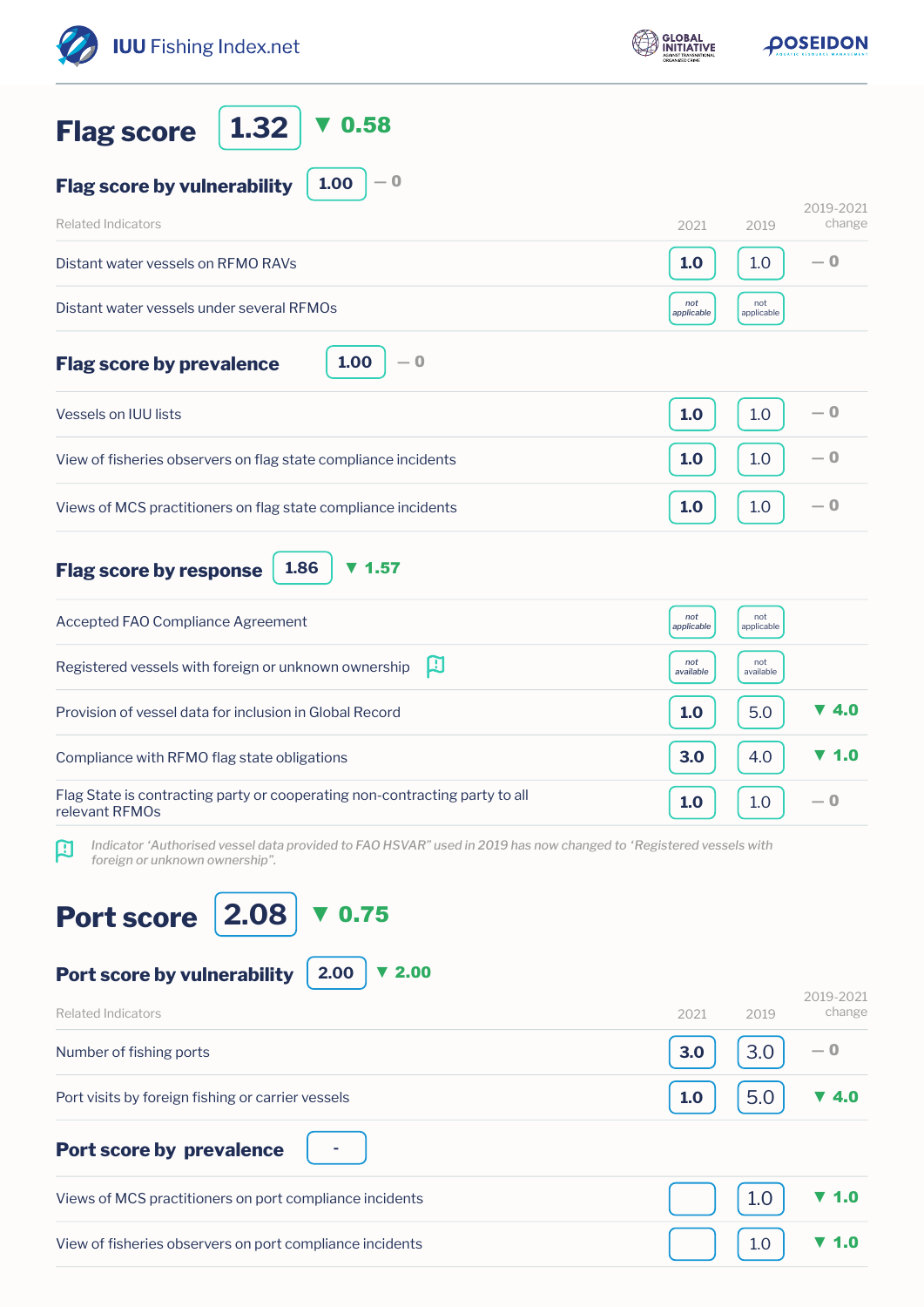## Flag score 1.32 ▼ 0.58

### Flag score by vulnerability 1.00 — 0

| Related Indicators | 2021 | 2019 | 2019-2021 change |
|---|---|---|---|
| Distant water vessels on RFMO RAVs | 1.0 | 1.0 | — 0 |
| Distant water vessels under several RFMOs | not applicable | not applicable | |

### Flag score by prevalence 1.00 — 0

| Related Indicators | 2021 | 2019 | 2019-2021 change |
|---|---|---|---|
| Vessels on IUU lists | 1.0 | 1.0 | — 0 |
| View of fisheries observers on flag state compliance incidents | 1.0 | 1.0 | — 0 |
| Views of MCS practitioners on flag state compliance incidents | 1.0 | 1.0 | — 0 |

### Flag score by response 1.86 ▼ 1.57

| Related Indicators | 2021 | 2019 | 2019-2021 change |
|---|---|---|---|
| Accepted FAO Compliance Agreement | not applicable | not applicable | |
| Registered vessels with foreign or unknown ownership | not available | not available | |
| Provision of vessel data for inclusion in Global Record | 1.0 | 5.0 | ▼ 4.0 |
| Compliance with RFMO flag state obligations | 3.0 | 4.0 | ▼ 1.0 |
| Flag State is contracting party or cooperating non-contracting party to all relevant RFMOs | 1.0 | 1.0 | — 0 |

*Indicator 'Authorised vessel data provided to FAO HSVAR" used in 2019 has now changed to 'Registered vessels with foreign or unknown ownership".*

## Port score 2.08 ▼ 0.75

### Port score by vulnerability 2.00 ▼ 2.00

| Related Indicators | 2021 | 2019 | 2019-2021 change |
|---|---|---|---|
| Number of fishing ports | 3.0 | 3.0 | — 0 |
| Port visits by foreign fishing or carrier vessels | 1.0 | 5.0 | ▼ 4.0 |

### Port score by prevalence -

| Related Indicators | 2021 | 2019 | 2019-2021 change |
|---|---|---|---|
| Views of MCS practitioners on port compliance incidents | | 1.0 | ▼ 1.0 |
| View of fisheries observers on port compliance incidents | | 1.0 | ▼ 1.0 |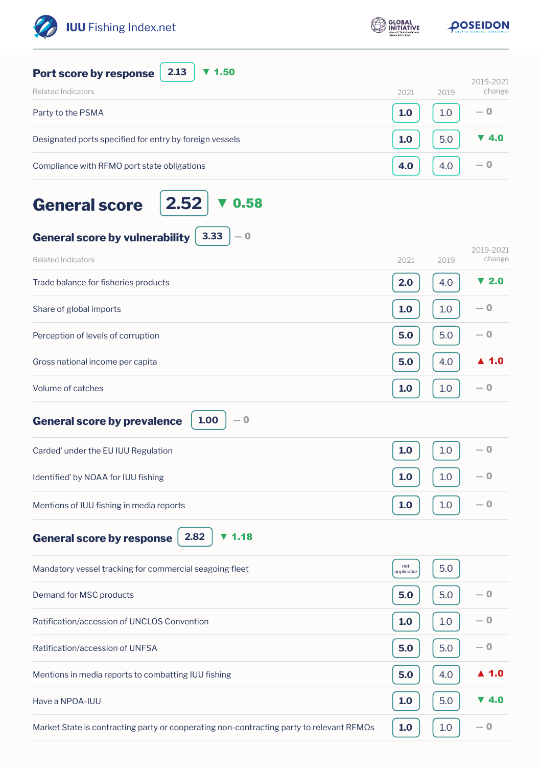## Port score by response 2.13 ▼ 1.50

| Related Indicators | 2021 | 2019 | 2019-2021 change |
|---|---|---|---|
| Party to the PSMA | 1.0 | 1.0 | — 0 |
| Designated ports specified for entry by foreign vessels | 1.0 | 5.0 | ▼ 4.0 |
| Compliance with RFMO port state obligations | 4.0 | 4.0 | — 0 |

# General score 2.52 ▼ 0.58

## General score by vulnerability 3.33 — 0

| Related Indicators | 2021 | 2019 | 2019-2021 change |
|---|---|---|---|
| Trade balance for fisheries products | 2.0 | 4.0 | ▼ 2.0 |
| Share of global imports | 1.0 | 1.0 | — 0 |
| Perception of levels of corruption | 5.0 | 5.0 | — 0 |
| Gross national income per capita | 5.0 | 4.0 | ▲ 1.0 |
| Volume of catches | 1.0 | 1.0 | — 0 |

## General score by prevalence 1.00 — 0

| | | | |
|---|---|---|---|
| Carded' under the EU IUU Regulation | 1.0 | 1.0 | — 0 |
| Identified' by NOAA for IUU fishing | 1.0 | 1.0 | — 0 |
| Mentions of IUU fishing in media reports | 1.0 | 1.0 | — 0 |

## General score by response 2.82 ▼ 1.18

| | | | |
|---|---|---|---|
| Mandatory vessel tracking for commercial seagoing fleet | not applicable | 5.0 | |
| Demand for MSC products | 5.0 | 5.0 | — 0 |
| Ratification/accession of UNCLOS Convention | 1.0 | 1.0 | — 0 |
| Ratification/accession of UNFSA | 5.0 | 5.0 | — 0 |
| Mentions in media reports to combatting IUU fishing | 5.0 | 4.0 | ▲ 1.0 |
| Have a NPOA-IUU | 1.0 | 5.0 | ▼ 4.0 |
| Market State is contracting party or cooperating non-contracting party to relevant RFMOs | 1.0 | 1.0 | — 0 |